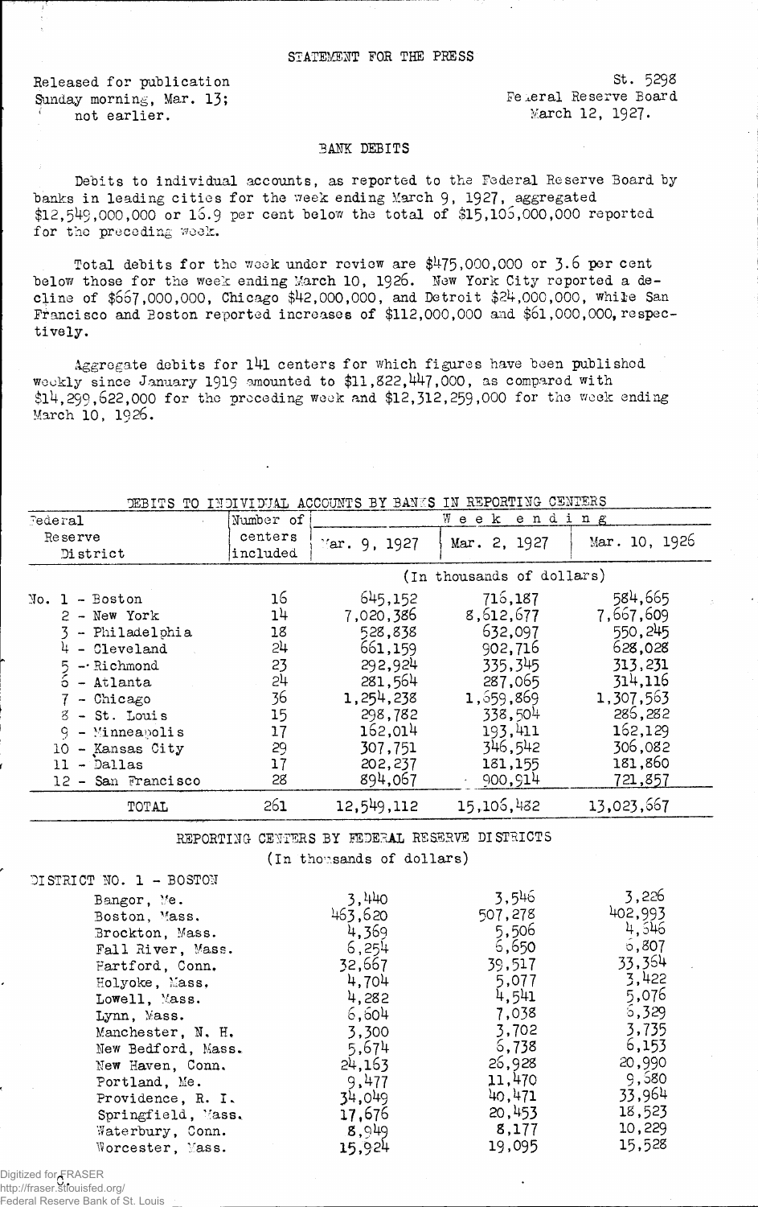STATEMENT FOR THE PRESS

Released for publication
Sunday morning, Mar. 13;
not earlier.

St. 5298
Federal Reserve Board
March 12, 1927.

## BANK DEBITS

Debits to individual accounts, as reported to the Federal Reserve Board by banks in leading cities for the week ending March 9, 1927, aggregated $12,549,000,000 or 16.9 per cent below the total of $15,106,000,000 reported for the preceding week.

Total debits for the week under review are $475,000,000 or 3.6 per cent below those for the week ending March 10, 1926. New York City reported a decline of $667,000,000, Chicago $42,000,000, and Detroit $24,000,000, while San Francisco and Boston reported increases of $112,000,000 and $61,000,000, respectively.

Aggregate debits for 141 centers for which figures have been published weekly since January 1919 amounted to $11,822,447,000, as compared with $14,299,622,000 for the preceding week and $12,312,259,000 for the week ending March 10, 1926.

DEBITS TO INDIVIDUAL ACCOUNTS BY BANKS IN REPORTING CENTERS

| Federal Reserve District | Number of centers included | Week ending Mar. 9, 1927 | Mar. 2, 1927 | Mar. 10, 1926 |
|---|---|---|---|---|
| | | (In thousands of dollars) | | |
| No. 1 - Boston | 16 | 645,152 | 716,187 | 584,665 |
| 2 - New York | 14 | 7,020,386 | 8,612,677 | 7,667,609 |
| 3 - Philadelphia | 18 | 528,838 | 632,097 | 550,245 |
| 4 - Cleveland | 24 | 661,159 | 902,716 | 628,028 |
| 5 - Richmond | 23 | 292,924 | 335,345 | 313,231 |
| 6 - Atlanta | 24 | 281,564 | 287,065 | 314,116 |
| 7 - Chicago | 36 | 1,254,238 | 1,659,869 | 1,307,563 |
| 8 - St. Louis | 15 | 298,782 | 338,504 | 286,282 |
| 9 - Minneapolis | 17 | 162,014 | 193,411 | 162,129 |
| 10 - Kansas City | 29 | 307,751 | 346,542 | 306,082 |
| 11 - Dallas | 17 | 202,237 | 181,155 | 181,860 |
| 12 - San Francisco | 28 | 894,067 | 900,914 | 721,857 |
| TOTAL | 261 | 12,549,112 | 15,106,482 | 13,023,667 |

REPORTING CENTERS BY FEDERAL RESERVE DISTRICTS

(In thousands of dollars)

| DISTRICT NO. 1 - BOSTON | Mar. 9, 1927 | Mar. 2, 1927 | Mar. 10, 1926 |
|---|---|---|---|
| Bangor, Me. | 3,440 | 3,546 | 3,226 |
| Boston, Mass. | 463,620 | 507,278 | 402,993 |
| Brockton, Mass. | 4,369 | 5,506 | 4,546 |
| Fall River, Mass. | 6,254 | 6,650 | 6,807 |
| Hartford, Conn. | 32,667 | 39,517 | 33,364 |
| Holyoke, Mass. | 4,704 | 5,077 | 3,422 |
| Lowell, Mass. | 4,282 | 4,541 | 5,076 |
| Lynn, Mass. | 6,604 | 7,038 | 6,329 |
| Manchester, N. H. | 3,300 | 3,702 | 3,735 |
| New Bedford, Mass. | 5,674 | 6,738 | 6,153 |
| New Haven, Conn. | 24,163 | 26,928 | 20,990 |
| Portland, Me. | 9,477 | 11,470 | 9,680 |
| Providence, R. I. | 34,049 | 40,471 | 33,964 |
| Springfield, Mass. | 17,676 | 20,453 | 18,523 |
| Waterbury, Conn. | 8,949 | 8,177 | 10,229 |
| Worcester, Mass. | 15,924 | 19,095 | 15,528 |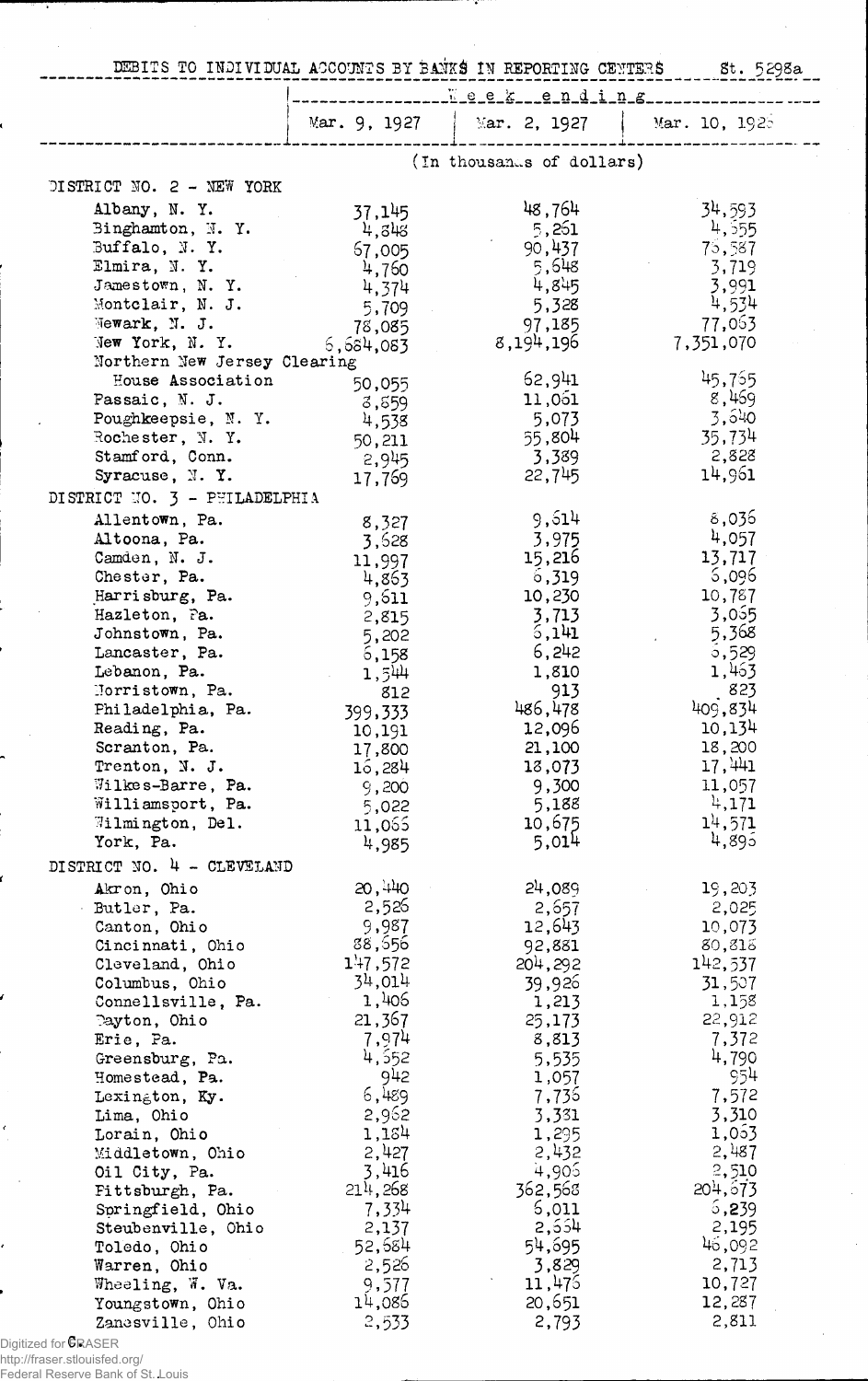DEBITS TO INDIVIDUAL ACCOUNTS BY BANKS IN REPORTING CENTERS St. 5298a

| | Week ending | | |
|---|---|---|---|
| | Mar. 9, 1927 | Mar. 2, 1927 | Mar. 10, 1926 |
| | (In thousands of dollars) | | |
| **DISTRICT NO. 2 - NEW YORK** | | | |
| Albany, N. Y. | 37,145 | 48,764 | 34,593 |
| Binghamton, N. Y. | 4,848 | 5,261 | 4,555 |
| Buffalo, N. Y. | 67,005 | 90,437 | 75,587 |
| Elmira, N. Y. | 4,760 | 5,648 | 3,719 |
| Jamestown, N. Y. | 4,374 | 4,845 | 3,991 |
| Montclair, N. J. | 5,709 | 5,328 | 4,534 |
| Newark, N. J. | 78,085 | 97,185 | 77,063 |
| New York, N. Y. | 6,684,083 | 8,194,196 | 7,351,070 |
| Northern New Jersey Clearing House Association | 50,055 | 62,941 | 45,765 |
| Passaic, N. J. | 8,859 | 11,061 | 8,469 |
| Poughkeepsie, N. Y. | 4,538 | 5,073 | 3,640 |
| Rochester, N. Y. | 50,211 | 55,804 | 35,734 |
| Stamford, Conn. | 2,945 | 3,389 | 2,828 |
| Syracuse, N. Y. | 17,769 | 22,745 | 14,961 |
| **DISTRICT NO. 3 - PHILADELPHIA** | | | |
| Allentown, Pa. | 8,327 | 9,614 | 8,036 |
| Altoona, Pa. | 3,628 | 3,975 | 4,057 |
| Camden, N. J. | 11,997 | 15,216 | 13,717 |
| Chester, Pa. | 4,863 | 6,319 | 6,096 |
| Harrisburg, Pa. | 9,611 | 10,230 | 10,787 |
| Hazleton, Pa. | 2,815 | 3,713 | 3,065 |
| Johnstown, Pa. | 5,202 | 6,141 | 5,368 |
| Lancaster, Pa. | 6,158 | 6,242 | 6,529 |
| Lebanon, Pa. | 1,544 | 1,810 | 1,463 |
| Norristown, Pa. | 812 | 913 | 823 |
| Philadelphia, Pa. | 399,333 | 486,478 | 409,834 |
| Reading, Pa. | 10,191 | 12,096 | 10,134 |
| Scranton, Pa. | 17,800 | 21,100 | 18,200 |
| Trenton, N. J. | 16,284 | 18,073 | 17,441 |
| Wilkes-Barre, Pa. | 9,200 | 9,300 | 11,057 |
| Williamsport, Pa. | 5,022 | 5,188 | 4,171 |
| Wilmington, Del. | 11,065 | 10,675 | 14,571 |
| York, Pa. | 4,985 | 5,014 | 4,895 |
| **DISTRICT NO. 4 - CLEVELAND** | | | |
| Akron, Ohio | 20,440 | 24,089 | 19,203 |
| Butler, Pa. | 2,526 | 2,657 | 2,025 |
| Canton, Ohio | 9,987 | 12,643 | 10,073 |
| Cincinnati, Ohio | 88,656 | 92,881 | 80,818 |
| Cleveland, Ohio | 147,572 | 204,292 | 142,537 |
| Columbus, Ohio | 34,014 | 39,926 | 31,507 |
| Connellsville, Pa. | 1,406 | 1,213 | 1,158 |
| Dayton, Ohio | 21,367 | 25,173 | 22,912 |
| Erie, Pa. | 7,974 | 8,813 | 7,372 |
| Greensburg, Pa. | 4,552 | 5,535 | 4,790 |
| Homestead, Pa. | 942 | 1,057 | 954 |
| Lexington, Ky. | 6,489 | 7,736 | 7,572 |
| Lima, Ohio | 2,962 | 3,331 | 3,310 |
| Lorain, Ohio | 1,184 | 1,295 | 1,063 |
| Middletown, Ohio | 2,427 | 2,432 | 2,487 |
| Oil City, Pa. | 3,416 | 4,906 | 2,510 |
| Pittsburgh, Pa. | 214,268 | 362,568 | 204,673 |
| Springfield, Ohio | 7,334 | 6,011 | 6,239 |
| Steubenville, Ohio | 2,137 | 2,654 | 2,195 |
| Toledo, Ohio | 52,684 | 54,695 | 46,092 |
| Warren, Ohio | 2,526 | 3,829 | 2,713 |
| Wheeling, W. Va. | 9,577 | 11,476 | 10,727 |
| Youngstown, Ohio | 14,086 | 20,651 | 12,287 |
| Zanesville, Ohio | 2,533 | 2,793 | 2,811 |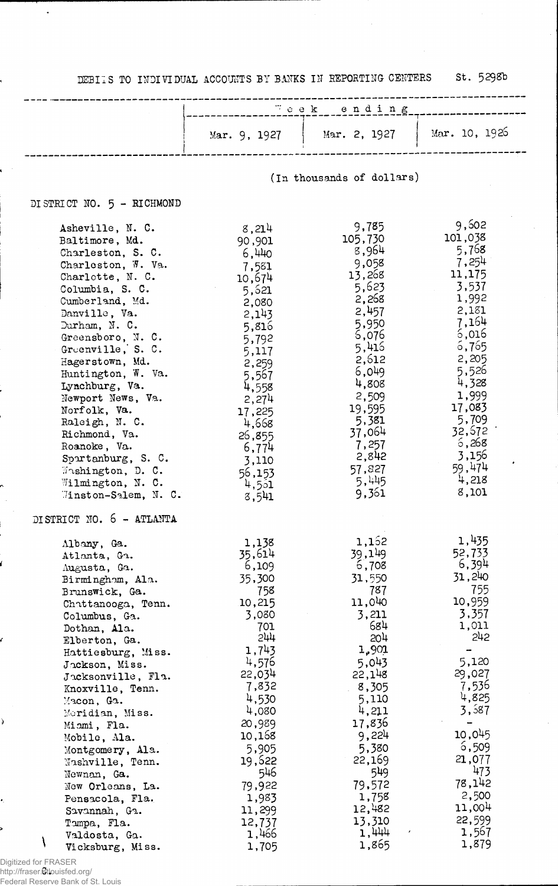DEBITS TO INDIVIDUAL ACCOUNTS BY BANKS IN REPORTING CENTERS St. 5298b

| | Week ending | | |
|---|---|---|---|
| | Mar. 9, 1927 | Mar. 2, 1927 | Mar. 10, 1926 |
| | (In thousands of dollars) | | |
| **DISTRICT NO. 5 - RICHMOND** | | | |
| Asheville, N. C. | 8,214 | 9,785 | 9,602 |
| Baltimore, Md. | 90,901 | 105,730 | 101,038 |
| Charleston, S. C. | 6,440 | 8,964 | 5,768 |
| Charleston, W. Va. | 7,581 | 9,058 | 7,254 |
| Charlotte, N. C. | 10,674 | 13,268 | 11,175 |
| Columbia, S. C. | 5,621 | 5,623 | 3,537 |
| Cumberland, Md. | 2,080 | 2,268 | 1,992 |
| Danville, Va. | 2,143 | 2,457 | 2,181 |
| Durham, N. C. | 5,816 | 5,950 | 7,164 |
| Greensboro, N. C. | 5,792 | 6,076 | 6,016 |
| Greenville, S. C. | 5,117 | 5,416 | 6,765 |
| Hagerstown, Md. | 2,259 | 2,612 | 2,205 |
| Huntington, W. Va. | 5,567 | 6,049 | 5,526 |
| Lynchburg, Va. | 4,558 | 4,808 | 4,328 |
| Newport News, Va. | 2,274 | 2,509 | 1,999 |
| Norfolk, Va. | 17,225 | 19,595 | 17,083 |
| Raleigh, N. C. | 4,668 | 5,381 | 5,709 |
| Richmond, Va. | 26,855 | 37,064 | 32,672 |
| Roanoke, Va. | 6,774 | 7,257 | 6,268 |
| Spartanburg, S. C. | 3,110 | 2,842 | 3,156 |
| Washington, D. C. | 56,153 | 57,827 | 59,474 |
| Wilmington, N. C. | 4,561 | 5,445 | 4,218 |
| Winston-Salem, N. C. | 8,541 | 9,361 | 8,101 |
| **DISTRICT NO. 6 - ATLANTA** | | | |
| Albany, Ga. | 1,138 | 1,162 | 1,435 |
| Atlanta, Ga. | 35,614 | 39,149 | 52,733 |
| Augusta, Ga. | 6,109 | 6,708 | 6,394 |
| Birmingham, Ala. | 35,300 | 31,550 | 31,240 |
| Brunswick, Ga. | 758 | 787 | 755 |
| Chattanooga, Tenn. | 10,215 | 11,040 | 10,959 |
| Columbus, Ga. | 3,080 | 3,211 | 3,357 |
| Dothan, Ala. | 701 | 684 | 1,011 |
| Elberton, Ga. | 244 | 204 | 242 |
| Hattiesburg, Miss. | 1,743 | 1,901 | - |
| Jackson, Miss. | 4,576 | 5,043 | 5,120 |
| Jacksonville, Fla. | 22,034 | 22,148 | 29,027 |
| Knoxville, Tenn. | 7,832 | 8,305 | 7,536 |
| Macon, Ga. | 4,530 | 5,110 | 4,825 |
| Meridian, Miss. | 4,080 | 4,211 | 3,587 |
| Miami, Fla. | 20,989 | 17,836 | - |
| Mobile, Ala. | 10,168 | 9,224 | 10,045 |
| Montgomery, Ala. | 5,905 | 5,380 | 6,509 |
| Nashville, Tenn. | 19,622 | 22,169 | 21,077 |
| Newnan, Ga. | 546 | 549 | 473 |
| New Orleans, La. | 79,922 | 79,572 | 78,142 |
| Pensacola, Fla. | 1,983 | 1,758 | 2,500 |
| Savannah, Ga. | 11,299 | 12,482 | 11,004 |
| Tampa, Fla. | 12,737 | 13,310 | 22,599 |
| Valdosta, Ga. | 1,466 | 1,444 | 1,567 |
| Vicksburg, Miss. | 1,705 | 1,865 | 1,879 |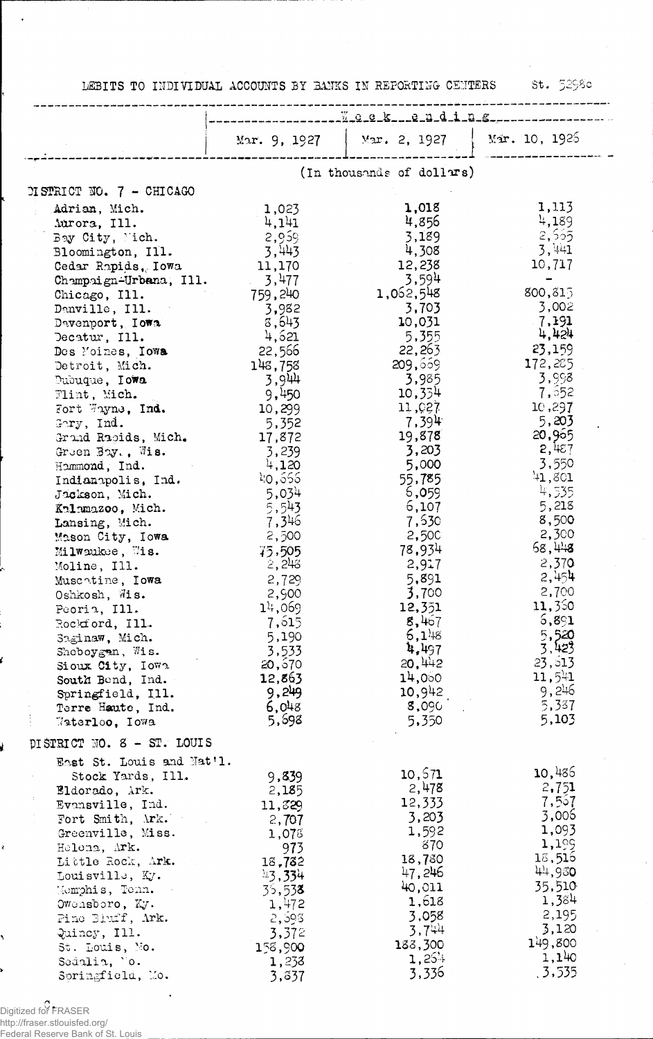DEBITS TO INDIVIDUAL ACCOUNTS BY BANKS IN REPORTING CENTERS St. 5298c

| | Week ending | | |
|---|---|---|---|
| | Mar. 9, 1927 | Mar. 2, 1927 | Mar. 10, 1926 |
| | (In thousands of dollars) | | |
| **DISTRICT NO. 7 - CHICAGO** | | | |
| Adrian, Mich. | 1,023 | 1,018 | 1,113 |
| Aurora, Ill. | 4,141 | 4,856 | 4,189 |
| Bay City, Mich. | 2,959 | 3,189 | 2,665 |
| Bloomington, Ill. | 3,443 | 4,308 | 3,441 |
| Cedar Rapids, Iowa | 11,170 | 12,238 | 10,717 |
| Champaign-Urbana, Ill. | 3,477 | 3,594 | - |
| Chicago, Ill. | 759,240 | 1,062,548 | 800,815 |
| Danville, Ill. | 3,982 | 3,703 | 3,002 |
| Davenport, Iowa | 8,643 | 10,031 | 7,191 |
| Decatur, Ill. | 4,621 | 5,355 | 4,424 |
| Des Moines, Iowa | 22,566 | 22,263 | 23,159 |
| Detroit, Mich. | 148,758 | 209,669 | 172,225 |
| Dubuque, Iowa | 3,944 | 3,985 | 3,998 |
| Flint, Mich. | 9,450 | 10,334 | 7,652 |
| Fort Wayne, Ind. | 10,299 | 11,027 | 10,297 |
| Gary, Ind. | 5,352 | 7,394 | 5,203 |
| Grand Rapids, Mich. | 17,872 | 19,878 | 20,965 |
| Green Bay, Wis. | 3,239 | 3,203 | 2,487 |
| Hammond, Ind. | 4,120 | 5,000 | 3,550 |
| Indianapolis, Ind. | 40,656 | 55,785 | 41,801 |
| Jackson, Mich. | 5,034 | 6,059 | 4,535 |
| Kalamazoo, Mich. | 5,543 | 6,107 | 5,218 |
| Lansing, Mich. | 7,346 | 7,630 | 8,500 |
| Mason City, Iowa | 2,500 | 2,500 | 2,300 |
| Milwaukee, Wis. | 75,505 | 78,934 | 68,448 |
| Moline, Ill. | 2,248 | 2,917 | 2,370 |
| Muscatine, Iowa | 2,729 | 5,891 | 2,454 |
| Oshkosh, Wis. | 2,900 | 3,700 | 2,700 |
| Peoria, Ill. | 14,069 | 12,351 | 11,360 |
| Rockford, Ill. | 7,615 | 8,467 | 6,891 |
| Saginaw, Mich. | 5,190 | 6,148 | 5,520 |
| Sheboygan, Wis. | 3,533 | 4,497 | 3,423 |
| Sioux City, Iowa | 20,670 | 20,442 | 23,613 |
| South Bend, Ind. | 12,863 | 14,060 | 11,541 |
| Springfield, Ill. | 9,249 | 10,942 | 9,246 |
| Terre Haute, Ind. | 6,048 | 8,090 | 5,387 |
| Waterloo, Iowa | 5,698 | 5,350 | 5,103 |
| **DISTRICT NO. 8 - ST. LOUIS** | | | |
| East St. Louis and Nat'l. Stock Yards, Ill. | 9,839 | 10,671 | 10,486 |
| Eldorado, Ark. | 2,185 | 2,478 | 2,751 |
| Evansville, Ind. | 11,829 | 12,333 | 7,567 |
| Fort Smith, Ark. | 2,707 | 3,203 | 3,006 |
| Greenville, Miss. | 1,078 | 1,592 | 1,093 |
| Helena, Ark. | 973 | 870 | 1,199 |
| Little Rock, Ark. | 18,782 | 18,780 | 18,516 |
| Louisville, Ky. | 43,334 | 47,246 | 44,980 |
| Memphis, Tenn. | 35,538 | 40,011 | 35,510 |
| Owensboro, Ky. | 1,472 | 1,618 | 1,384 |
| Pine Bluff, Ark. | 2,693 | 3,058 | 2,195 |
| Quincy, Ill. | 3,372 | 3,744 | 3,120 |
| St. Louis, Mo. | 158,900 | 188,300 | 149,800 |
| Sedalia, Mo. | 1,238 | 1,264 | 1,140 |
| Springfield, Mo. | 3,837 | 3,336 | 3,535 |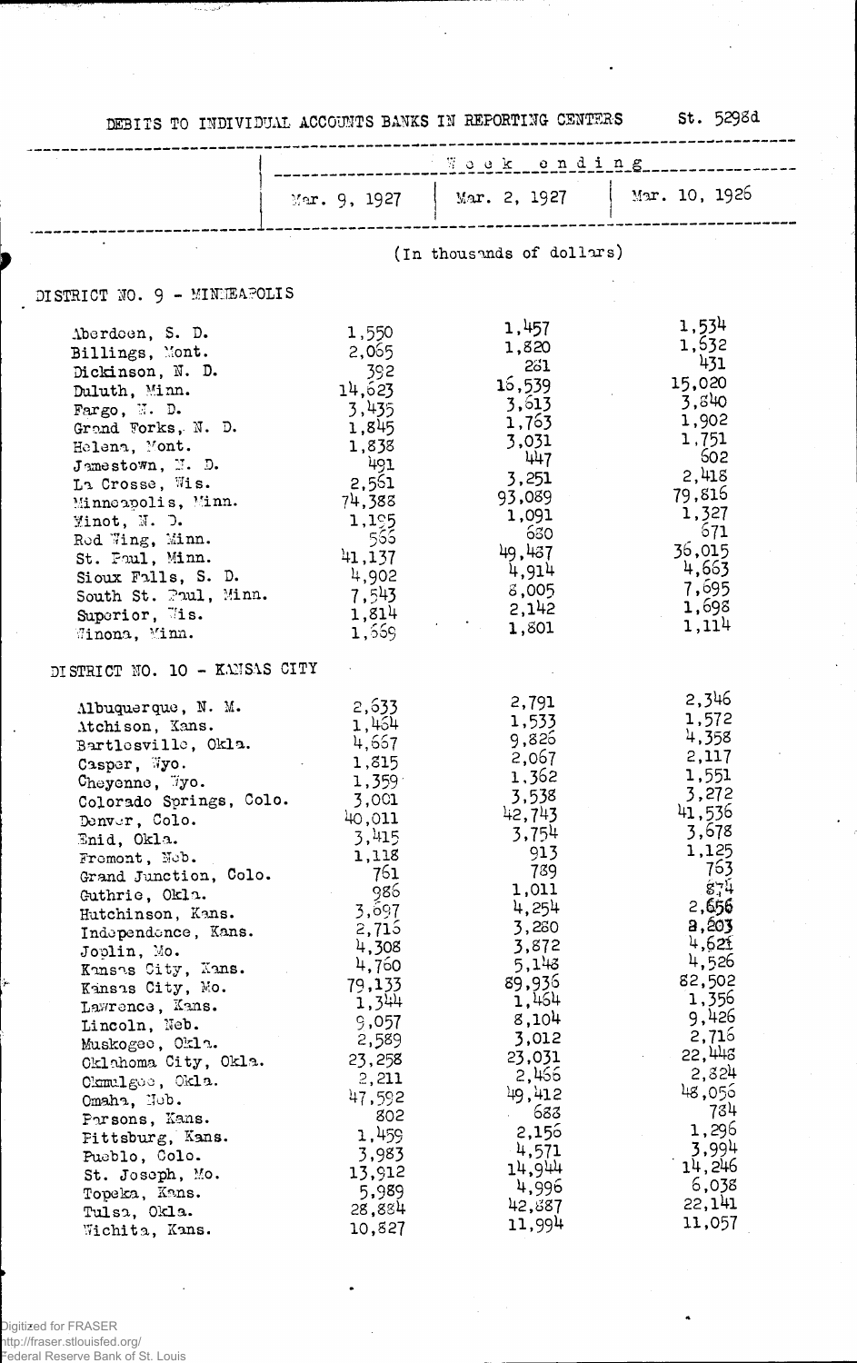DEBITS TO INDIVIDUAL ACCOUNTS BANKS IN REPORTING CENTERS St. 5298d

| | Week ending | | |
|---|---|---|---|
| | Mar. 9, 1927 | Mar. 2, 1927 | Mar. 10, 1926 |
| | (In thousands of dollars) | | |
| **DISTRICT NO. 9 - MINNEAPOLIS** | | | |
| Aberdeen, S. D. | 1,550 | 1,457 | 1,534 |
| Billings, Mont. | 2,065 | 1,820 | 1,632 |
| Dickinson, N. D. | 392 | 281 | 431 |
| Duluth, Minn. | 14,623 | 16,539 | 15,020 |
| Fargo, N. D. | 3,435 | 3,613 | 3,840 |
| Grand Forks, N. D. | 1,845 | 1,763 | 1,902 |
| Helena, Mont. | 1,838 | 3,031 | 1,751 |
| Jamestown, N. D. | 491 | 447 | 602 |
| La Crosse, Wis. | 2,561 | 3,251 | 2,418 |
| Minneapolis, Minn. | 74,388 | 93,089 | 79,816 |
| Minot, N. D. | 1,195 | 1,091 | 1,327 |
| Red Wing, Minn. | 566 | 680 | 671 |
| St. Paul, Minn. | 41,137 | 49,487 | 36,015 |
| Sioux Falls, S. D. | 4,902 | 4,914 | 4,663 |
| South St. Paul, Minn. | 7,543 | 8,005 | 7,695 |
| Superior, Wis. | 1,814 | 2,142 | 1,698 |
| Winona, Minn. | 1,669 | 1,801 | 1,114 |
| **DISTRICT NO. 10 - KANSAS CITY** | | | |
| Albuquerque, N. M. | 2,633 | 2,791 | 2,346 |
| Atchison, Kans. | 1,464 | 1,533 | 1,572 |
| Bartlesville, Okla. | 4,667 | 9,826 | 4,358 |
| Casper, Wyo. | 1,815 | 2,067 | 2,117 |
| Cheyenne, Wyo. | 1,359 | 1,362 | 1,551 |
| Colorado Springs, Colo. | 3,001 | 3,538 | 3,272 |
| Denver, Colo. | 40,011 | 42,743 | 41,536 |
| Enid, Okla. | 3,415 | 3,754 | 3,678 |
| Fremont, Neb. | 1,118 | 913 | 1,125 |
| Grand Junction, Colo. | 761 | 789 | 763 |
| Guthrie, Okla. | 986 | 1,011 | 874 |
| Hutchinson, Kans. | 3,697 | 4,254 | 2,656 |
| Independence, Kans. | 2,716 | 3,280 | 2,803 |
| Joplin, Mo. | 4,308 | 3,872 | 4,621 |
| Kansas City, Kans. | 4,760 | 5,148 | 4,526 |
| Kansas City, Mo. | 79,133 | 89,936 | 82,502 |
| Lawrence, Kans. | 1,344 | 1,464 | 1,356 |
| Lincoln, Neb. | 9,057 | 8,104 | 9,426 |
| Muskogee, Okla. | 2,589 | 3,012 | 2,716 |
| Oklahoma City, Okla. | 23,258 | 23,031 | 22,448 |
| Okmulgee, Okla. | 2,211 | 2,466 | 2,824 |
| Omaha, Neb. | 47,592 | 49,412 | 48,056 |
| Parsons, Kans. | 802 | 688 | 784 |
| Pittsburg, Kans. | 1,459 | 2,156 | 1,296 |
| Pueblo, Colo. | 3,983 | 4,571 | 3,994 |
| St. Joseph, Mo. | 13,912 | 14,944 | 14,246 |
| Topeka, Kans. | 5,989 | 4,996 | 6,038 |
| Tulsa, Okla. | 28,884 | 42,887 | 22,141 |
| Wichita, Kans. | 10,827 | 11,994 | 11,057 |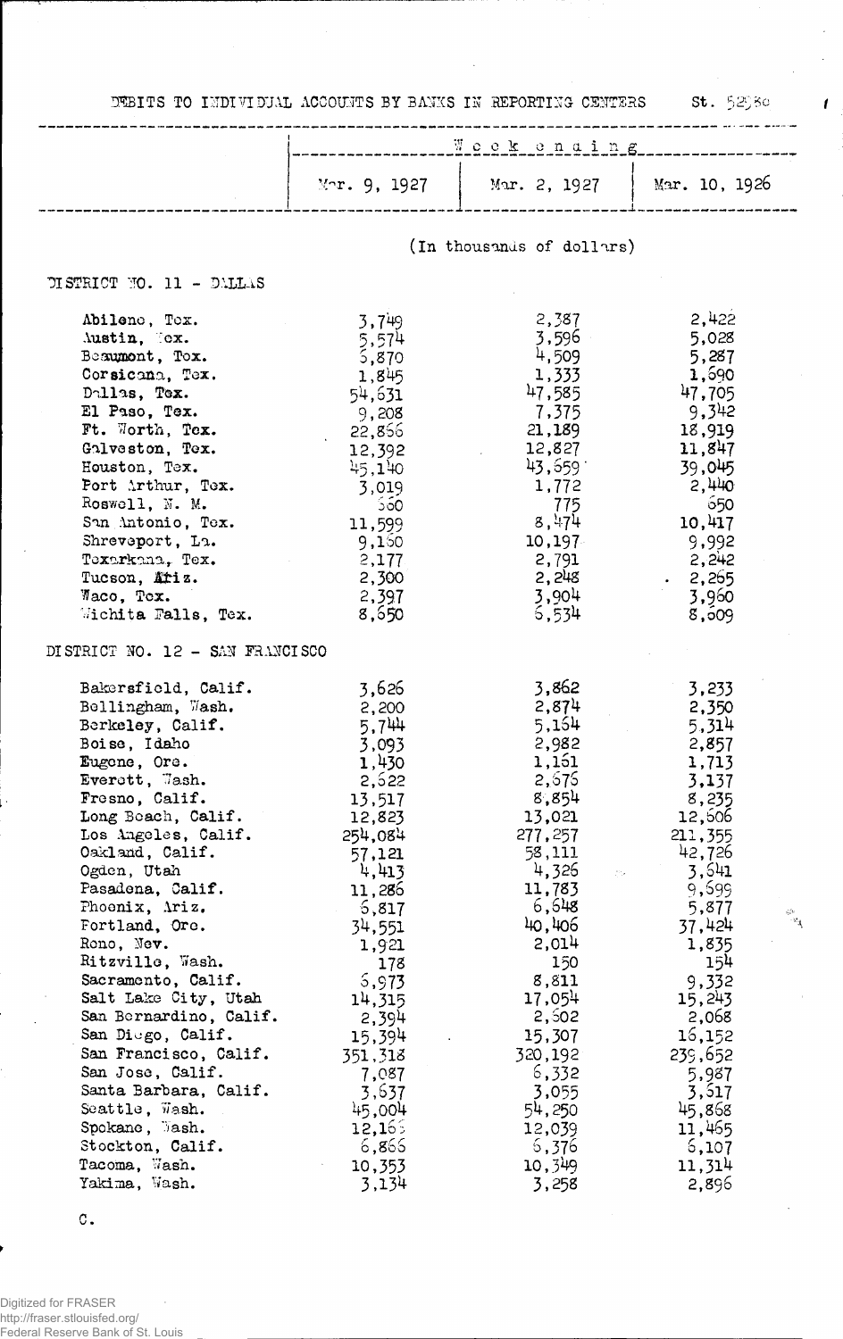DEBITS TO INDIVIDUAL ACCOUNTS BY BANKS IN REPORTING CENTERS St. 5238c

| | Week ending | | |
|---|---|---|---|
| | Mar. 9, 1927 | Mar. 2, 1927 | Mar. 10, 1926 |
| | (In thousands of dollars) | | |
| **DISTRICT NO. 11 - DALLAS** | | | |
| Abilene, Tex. | 3,749 | 2,387 | 2,422 |
| Austin, Tex. | 5,574 | 3,596 | 5,028 |
| Beaumont, Tex. | 6,870 | 4,509 | 5,287 |
| Corsicana, Tex. | 1,845 | 1,333 | 1,690 |
| Dallas, Tex. | 54,631 | 47,585 | 47,705 |
| El Paso, Tex. | 9,208 | 7,375 | 9,342 |
| Ft. Worth, Tex. | 22,866 | 21,189 | 18,919 |
| Galveston, Tex. | 12,392 | 12,827 | 11,847 |
| Houston, Tex. | 45,140 | 43,659 | 39,045 |
| Port Arthur, Tex. | 3,019 | 1,772 | 2,440 |
| Roswell, N. M. | 660 | 775 | 650 |
| San Antonio, Tex. | 11,599 | 8,474 | 10,417 |
| Shreveport, La. | 9,160 | 10,197 | 9,992 |
| Texarkana, Tex. | 2,177 | 2,791 | 2,242 |
| Tucson, Ariz. | 2,300 | 2,248 | 2,265 |
| Waco, Tex. | 2,397 | 3,904 | 3,960 |
| Wichita Falls, Tex. | 8,650 | 6,534 | 8,009 |
| **DISTRICT NO. 12 - SAN FRANCISCO** | | | |
| Bakersfield, Calif. | 3,626 | 3,862 | 3,233 |
| Bellingham, Wash. | 2,200 | 2,874 | 2,350 |
| Berkeley, Calif. | 5,744 | 5,164 | 5,314 |
| Boise, Idaho | 3,093 | 2,982 | 2,857 |
| Eugene, Ore. | 1,430 | 1,161 | 1,713 |
| Everett, Wash. | 2,622 | 2,676 | 3,137 |
| Fresno, Calif. | 13,517 | 8,854 | 8,235 |
| Long Beach, Calif. | 12,823 | 13,021 | 12,606 |
| Los Angeles, Calif. | 254,084 | 277,257 | 211,355 |
| Oakland, Calif. | 57,121 | 58,111 | 42,726 |
| Ogden, Utah | 4,413 | 4,326 | 3,641 |
| Pasadena, Calif. | 11,286 | 11,783 | 9,699 |
| Phoenix, Ariz. | 6,817 | 6,648 | 5,877 |
| Portland, Ore. | 34,551 | 40,406 | 37,424 |
| Reno, Nev. | 1,921 | 2,014 | 1,835 |
| Ritzville, Wash. | 178 | 150 | 154 |
| Sacramento, Calif. | 6,973 | 8,811 | 9,332 |
| Salt Lake City, Utah | 14,315 | 17,054 | 15,243 |
| San Bernardino, Calif. | 2,394 | 2,602 | 2,068 |
| San Diego, Calif. | 15,394 | 15,307 | 16,152 |
| San Francisco, Calif. | 351,318 | 320,192 | 239,652 |
| San Jose, Calif. | 7,087 | 6,332 | 5,987 |
| Santa Barbara, Calif. | 3,637 | 3,055 | 3,617 |
| Seattle, Wash. | 45,004 | 54,250 | 45,868 |
| Spokane, Wash. | 12,166 | 12,039 | 11,465 |
| Stockton, Calif. | 6,866 | 6,376 | 6,107 |
| Tacoma, Wash. | 10,353 | 10,349 | 11,314 |
| Yakima, Wash. | 3,134 | 3,258 | 2,896 |

C.